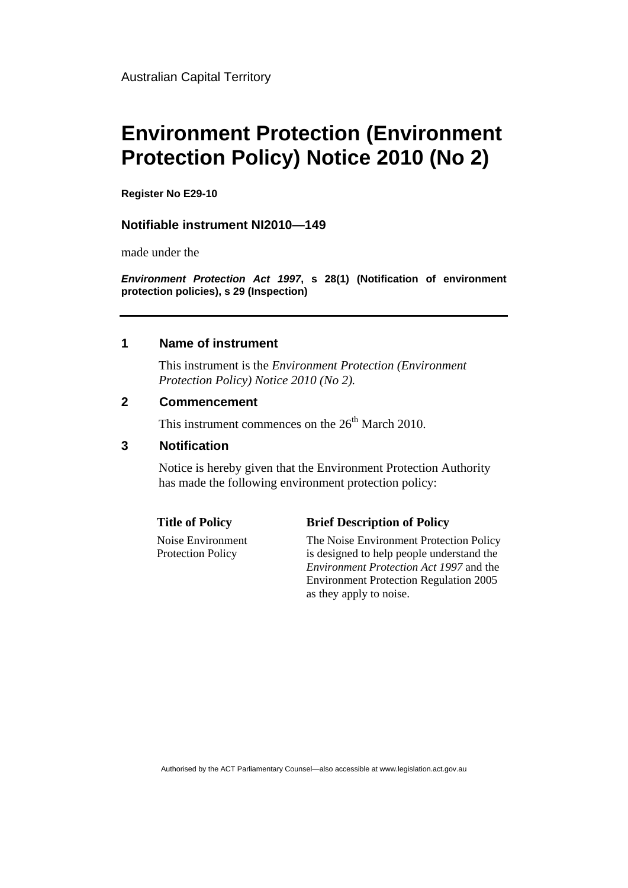Australian Capital Territory

# Environment Protection (Environment Protection Policy) Notice 2010 (No 2)

**Register No E29-10**

### Notifiable instrument NI2010—149

made under the

***Environment Protection Act 1997*, s 28(1) (Notification of environment protection policies), s 29 (Inspection)**

---

## 1 Name of instrument

This instrument is the *Environment Protection (Environment Protection Policy) Notice 2010 (No 2).*

## 2 Commencement

This instrument commences on the 26th March 2010.

## 3 Notification

Notice is hereby given that the Environment Protection Authority has made the following environment protection policy:

| Title of Policy | Brief Description of Policy |
|---|---|
| Noise Environment Protection Policy | The Noise Environment Protection Policy is designed to help people understand the *Environment Protection Act 1997* and the Environment Protection Regulation 2005 as they apply to noise. |

Authorised by the ACT Parliamentary Counsel—also accessible at www.legislation.act.gov.au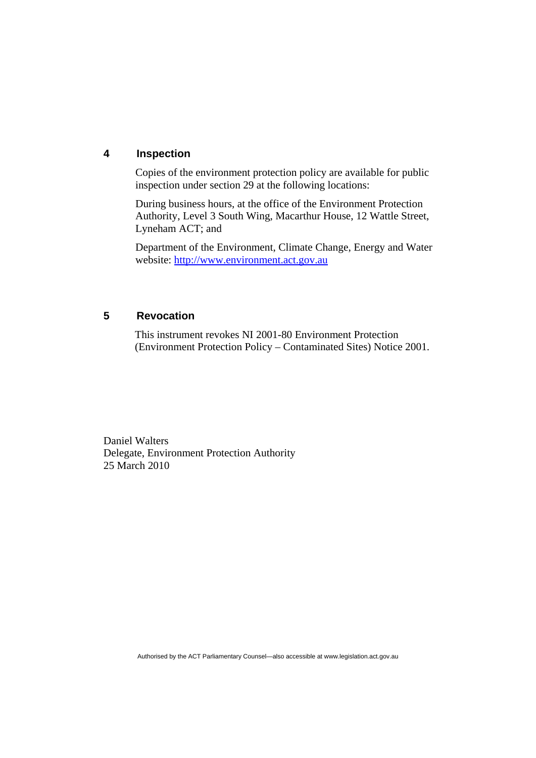## 4 Inspection

Copies of the environment protection policy are available for public inspection under section 29 at the following locations:

During business hours, at the office of the Environment Protection Authority, Level 3 South Wing, Macarthur House, 12 Wattle Street, Lyneham ACT; and

Department of the Environment, Climate Change, Energy and Water website: [http://www.environment.act.gov.au](http://www.environment.act.gov.au)

## 5 Revocation

This instrument revokes NI 2001-80 Environment Protection (Environment Protection Policy – Contaminated Sites) Notice 2001.

Daniel Walters
Delegate, Environment Protection Authority
25 March 2010